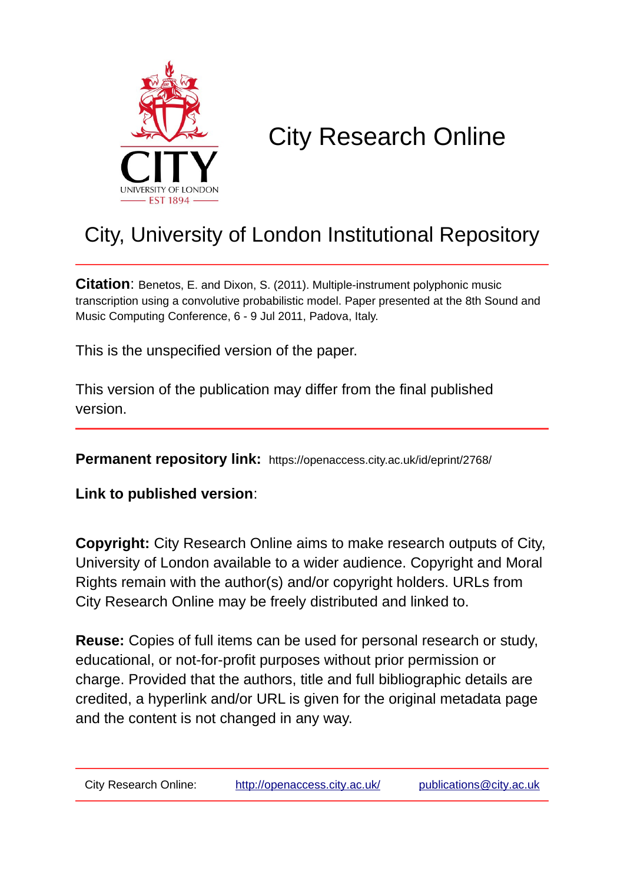# City Research Online

## City, University of London Institutional Repository

**Citation**: Benetos, E. and Dixon, S. (2011). Multiple-instrument polyphonic music transcription using a convolutive probabilistic model. Paper presented at the 8th Sound and Music Computing Conference, 6 - 9 Jul 2011, Padova, Italy.

This is the unspecified version of the paper.

This version of the publication may differ from the final published version.

**Permanent repository link:** https://openaccess.city.ac.uk/id/eprint/2768/

**Link to published version**:

**Copyright:** City Research Online aims to make research outputs of City, University of London available to a wider audience. Copyright and Moral Rights remain with the author(s) and/or copyright holders. URLs from City Research Online may be freely distributed and linked to.

**Reuse:** Copies of full items can be used for personal research or study, educational, or not-for-profit purposes without prior permission or charge. Provided that the authors, title and full bibliographic details are credited, a hyperlink and/or URL is given for the original metadata page and the content is not changed in any way.

City Research Online: http://openaccess.city.ac.uk/ publications@city.ac.uk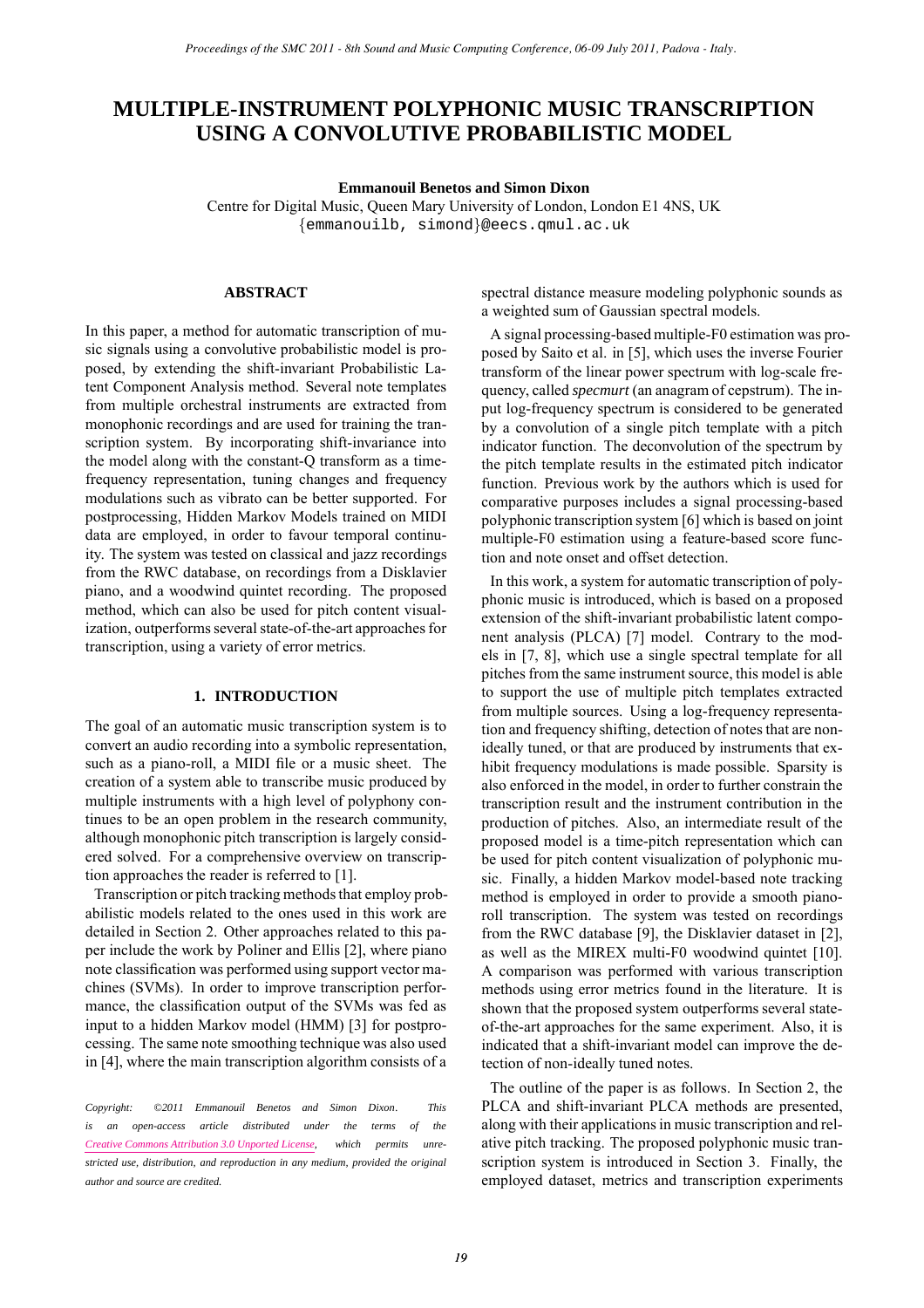# MULTIPLE-INSTRUMENT POLYPHONIC MUSIC TRANSCRIPTION USING A CONVOLUTIVE PROBABILISTIC MODEL

**Emmanouil Benetos and Simon Dixon**
Centre for Digital Music, Queen Mary University of London, London E1 4NS, UK
{emmanouilb, simond}@eecs.qmul.ac.uk

## ABSTRACT

In this paper, a method for automatic transcription of music signals using a convolutive probabilistic model is proposed, by extending the shift-invariant Probabilistic Latent Component Analysis method. Several note templates from multiple orchestral instruments are extracted from monophonic recordings and are used for training the transcription system. By incorporating shift-invariance into the model along with the constant-Q transform as a time-frequency representation, tuning changes and frequency modulations such as vibrato can be better supported. For postprocessing, Hidden Markov Models trained on MIDI data are employed, in order to favour temporal continuity. The system was tested on classical and jazz recordings from the RWC database, on recordings from a Disklavier piano, and a woodwind quintet recording. The proposed method, which can also be used for pitch content visualization, outperforms several state-of-the-art approaches for transcription, using a variety of error metrics.

## 1. INTRODUCTION

The goal of an automatic music transcription system is to convert an audio recording into a symbolic representation, such as a piano-roll, a MIDI file or a music sheet. The creation of a system able to transcribe music produced by multiple instruments with a high level of polyphony continues to be an open problem in the research community, although monophonic pitch transcription is largely considered solved. For a comprehensive overview on transcription approaches the reader is referred to [1].

Transcription or pitch tracking methods that employ probabilistic models related to the ones used in this work are detailed in Section 2. Other approaches related to this paper include the work by Poliner and Ellis [2], where piano note classification was performed using support vector machines (SVMs). In order to improve transcription performance, the classification output of the SVMs was fed as input to a hidden Markov model (HMM) [3] for postprocessing. The same note smoothing technique was also used in [4], where the main transcription algorithm consists of a spectral distance measure modeling polyphonic sounds as a weighted sum of Gaussian spectral models.

A signal processing-based multiple-F0 estimation was proposed by Saito et al. in [5], which uses the inverse Fourier transform of the linear power spectrum with log-scale frequency, called *specmurt* (an anagram of cepstrum). The input log-frequency spectrum is considered to be generated by a convolution of a single pitch template with a pitch indicator function. The deconvolution of the spectrum by the pitch template results in the estimated pitch indicator function. Previous work by the authors which is used for comparative purposes includes a signal processing-based polyphonic transcription system [6] which is based on joint multiple-F0 estimation using a feature-based score function and note onset and offset detection.

In this work, a system for automatic transcription of polyphonic music is introduced, which is based on a proposed extension of the shift-invariant probabilistic latent component analysis (PLCA) [7] model. Contrary to the models in [7, 8], which use a single spectral template for all pitches from the same instrument source, this model is able to support the use of multiple pitch templates extracted from multiple sources. Using a log-frequency representation and frequency shifting, detection of notes that are non-ideally tuned, or that are produced by instruments that exhibit frequency modulations is made possible. Sparsity is also enforced in the model, in order to further constrain the transcription result and the instrument contribution in the production of pitches. Also, an intermediate result of the proposed model is a time-pitch representation which can be used for pitch content visualization of polyphonic music. Finally, a hidden Markov model-based note tracking method is employed in order to provide a smooth piano-roll transcription. The system was tested on recordings from the RWC database [9], the Disklavier dataset in [2], as well as the MIREX multi-F0 woodwind quintet [10]. A comparison was performed with various transcription methods using error metrics found in the literature. It is shown that the proposed system outperforms several state-of-the-art approaches for the same experiment. Also, it is indicated that a shift-invariant model can improve the detection of non-ideally tuned notes.

The outline of the paper is as follows. In Section 2, the PLCA and shift-invariant PLCA methods are presented, along with their applications in music transcription and relative pitch tracking. The proposed polyphonic music transcription system is introduced in Section 3. Finally, the employed dataset, metrics and transcription experiments

*Copyright: ©2011 Emmanouil Benetos and Simon Dixon. This is an open-access article distributed under the terms of the Creative Commons Attribution 3.0 Unported License, which permits unrestricted use, distribution, and reproduction in any medium, provided the original author and source are credited.*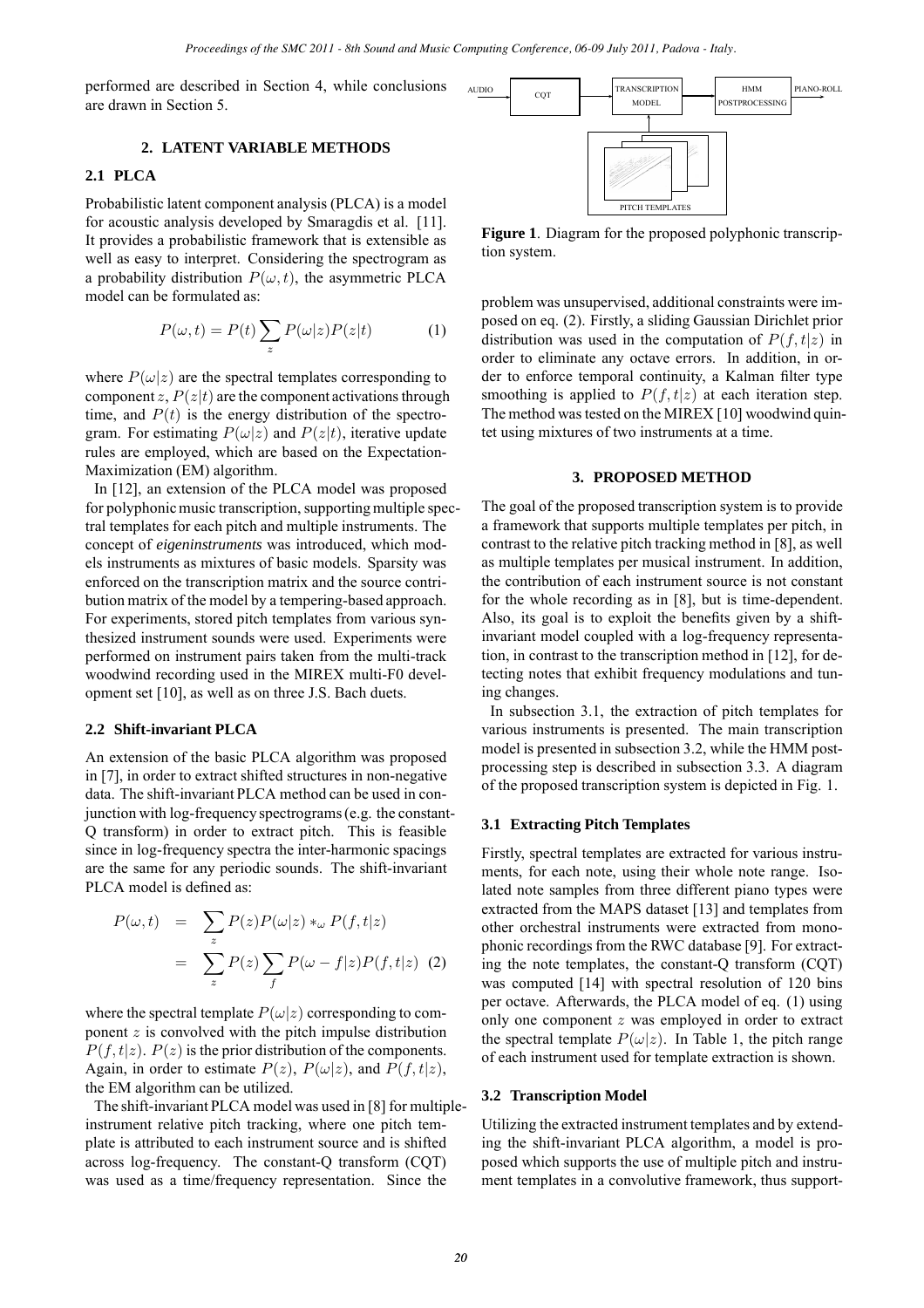performed are described in Section 4, while conclusions are drawn in Section 5.

## 2. LATENT VARIABLE METHODS

### 2.1 PLCA

Probabilistic latent component analysis (PLCA) is a model for acoustic analysis developed by Smaragdis et al. [11]. It provides a probabilistic framework that is extensible as well as easy to interpret. Considering the spectrogram as a probability distribution $P(\omega, t)$, the asymmetric PLCA model can be formulated as:

$$P(\omega, t) = P(t) \sum_z P(\omega|z) P(z|t) \tag{1}$$

where $P(\omega|z)$ are the spectral templates corresponding to component $z$, $P(z|t)$ are the component activations through time, and $P(t)$ is the energy distribution of the spectrogram. For estimating $P(\omega|z)$ and $P(z|t)$, iterative update rules are employed, which are based on the Expectation-Maximization (EM) algorithm.

In [12], an extension of the PLCA model was proposed for polyphonic music transcription, supporting multiple spectral templates for each pitch and multiple instruments. The concept of *eigeninstruments* was introduced, which models instruments as mixtures of basic models. Sparsity was enforced on the transcription matrix and the source contribution matrix of the model by a tempering-based approach. For experiments, stored pitch templates from various synthesized instrument sounds were used. Experiments were performed on instrument pairs taken from the multi-track woodwind recording used in the MIREX multi-F0 development set [10], as well as on three J.S. Bach duets.

### 2.2 Shift-invariant PLCA

An extension of the basic PLCA algorithm was proposed in [7], in order to extract shifted structures in non-negative data. The shift-invariant PLCA method can be used in conjunction with log-frequency spectrograms (e.g. the constant-Q transform) in order to extract pitch. This is feasible since in log-frequency spectra the inter-harmonic spacings are the same for any periodic sounds. The shift-invariant PLCA model is defined as:

$$\begin{aligned} P(\omega, t) &= \sum_z P(z) P(\omega|z) *_\omega P(f, t|z) \\ &= \sum_z P(z) \sum_f P(\omega - f|z) P(f, t|z) \end{aligned} \tag{2}$$

where the spectral template $P(\omega|z)$ corresponding to component $z$ is convolved with the pitch impulse distribution $P(f, t|z)$. $P(z)$ is the prior distribution of the components. Again, in order to estimate $P(z)$, $P(\omega|z)$, and $P(f, t|z)$, the EM algorithm can be utilized.

The shift-invariant PLCA model was used in [8] for multiple-instrument relative pitch tracking, where one pitch template is attributed to each instrument source and is shifted across log-frequency. The constant-Q transform (CQT) was used as a time/frequency representation. Since the problem was unsupervised, additional constraints were imposed on eq. (2). Firstly, a sliding Gaussian Dirichlet prior distribution was used in the computation of $P(f, t|z)$ in order to eliminate any octave errors. In addition, in order to enforce temporal continuity, a Kalman filter type smoothing is applied to $P(f, t|z)$ at each iteration step. The method was tested on the MIREX [10] woodwind quintet using mixtures of two instruments at a time.

AUDIO → CQT → TRANSCRIPTION MODEL → HMM POSTPROCESSING → PIANO-ROLL; PITCH TEMPLATES → TRANSCRIPTION MODEL

**Figure 1**. Diagram for the proposed polyphonic transcription system.

## 3. PROPOSED METHOD

The goal of the proposed transcription system is to provide a framework that supports multiple templates per pitch, in contrast to the relative pitch tracking method in [8], as well as multiple templates per musical instrument. In addition, the contribution of each instrument source is not constant for the whole recording as in [8], but is time-dependent. Also, its goal is to exploit the benefits given by a shift-invariant model coupled with a log-frequency representation, in contrast to the transcription method in [12], for detecting notes that exhibit frequency modulations and tuning changes.

In subsection 3.1, the extraction of pitch templates for various instruments is presented. The main transcription model is presented in subsection 3.2, while the HMM post-processing step is described in subsection 3.3. A diagram of the proposed transcription system is depicted in Fig. 1.

### 3.1 Extracting Pitch Templates

Firstly, spectral templates are extracted for various instruments, for each note, using their whole note range. Isolated note samples from three different piano types were extracted from the MAPS dataset [13] and templates from other orchestral instruments were extracted from monophonic recordings from the RWC database [9]. For extracting the note templates, the constant-Q transform (CQT) was computed [14] with spectral resolution of 120 bins per octave. Afterwards, the PLCA model of eq. (1) using only one component $z$ was employed in order to extract the spectral template $P(\omega|z)$. In Table 1, the pitch range of each instrument used for template extraction is shown.

### 3.2 Transcription Model

Utilizing the extracted instrument templates and by extending the shift-invariant PLCA algorithm, a model is proposed which supports the use of multiple pitch and instrument templates in a convolutive framework, thus support-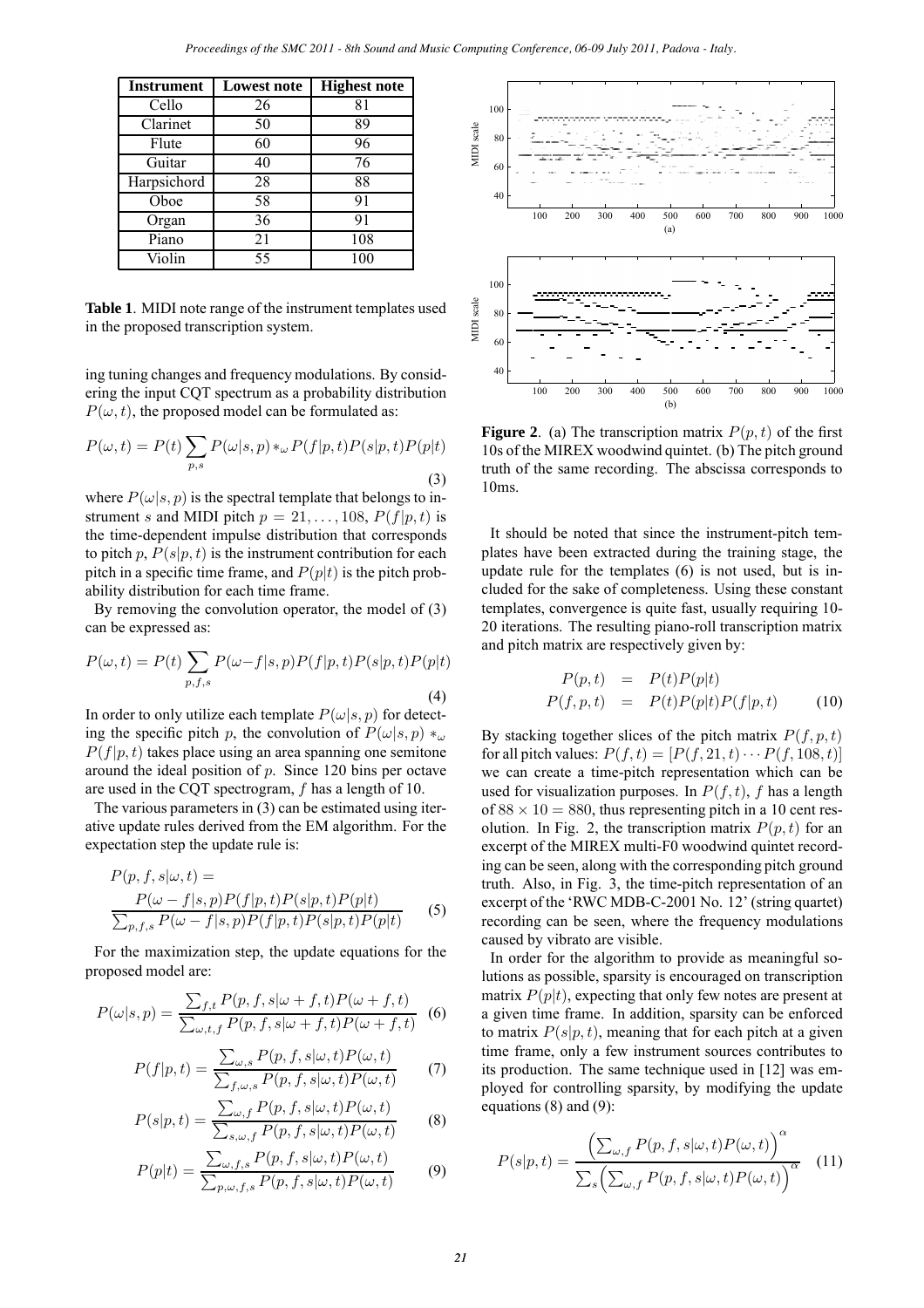| Instrument | Lowest note | Highest note |
|---|---|---|
| Cello | 26 | 81 |
| Clarinet | 50 | 89 |
| Flute | 60 | 96 |
| Guitar | 40 | 76 |
| Harpsichord | 28 | 88 |
| Oboe | 58 | 91 |
| Organ | 36 | 91 |
| Piano | 21 | 108 |
| Violin | 55 | 100 |

**Table 1**. MIDI note range of the instrument templates used in the proposed transcription system.

ing tuning changes and frequency modulations. By considering the input CQT spectrum as a probability distribution $P(\omega, t)$, the proposed model can be formulated as:

$$P(\omega, t) = P(t) \sum_{p,s} P(\omega|s, p) *_\omega P(f|p, t)P(s|p, t)P(p|t) \quad (3)$$

where $P(\omega|s, p)$ is the spectral template that belongs to instrument $s$ and MIDI pitch $p = 21, \ldots, 108$, $P(f|p, t)$ is the time-dependent impulse distribution that corresponds to pitch $p$, $P(s|p, t)$ is the instrument contribution for each pitch in a specific time frame, and $P(p|t)$ is the pitch probability distribution for each time frame.

By removing the convolution operator, the model of (3) can be expressed as:

$$P(\omega, t) = P(t) \sum_{p,f,s} P(\omega - f|s, p)P(f|p, t)P(s|p, t)P(p|t) \quad (4)$$

In order to only utilize each template $P(\omega|s, p)$ for detecting the specific pitch $p$, the convolution of $P(\omega|s, p) *_\omega P(f|p, t)$ takes place using an area spanning one semitone around the ideal position of $p$. Since 120 bins per octave are used in the CQT spectrogram, $f$ has a length of 10.

The various parameters in (3) can be estimated using iterative update rules derived from the EM algorithm. For the expectation step the update rule is:

$$P(p, f, s|\omega, t) = \frac{P(\omega - f|s, p)P(f|p, t)P(s|p, t)P(p|t)}{\sum_{p,f,s} P(\omega - f|s, p)P(f|p, t)P(s|p, t)P(p|t)} \quad (5)$$

For the maximization step, the update equations for the proposed model are:

$$P(\omega|s, p) = \frac{\sum_{f,t} P(p, f, s|\omega + f, t)P(\omega + f, t)}{\sum_{\omega,t,f} P(p, f, s|\omega + f, t)P(\omega + f, t)} \quad (6)$$

$$P(f|p, t) = \frac{\sum_{\omega,s} P(p, f, s|\omega, t)P(\omega, t)}{\sum_{f,\omega,s} P(p, f, s|\omega, t)P(\omega, t)} \quad (7)$$

$$P(s|p, t) = \frac{\sum_{\omega,f} P(p, f, s|\omega, t)P(\omega, t)}{\sum_{s,\omega,f} P(p, f, s|\omega, t)P(\omega, t)} \quad (8)$$

$$P(p|t) = \frac{\sum_{\omega,f,s} P(p, f, s|\omega, t)P(\omega, t)}{\sum_{p,\omega,f,s} P(p, f, s|\omega, t)P(\omega, t)} \quad (9)$$

**Figure 2**. (a) The transcription matrix $P(p, t)$ of the first 10s of the MIREX woodwind quintet. (b) The pitch ground truth of the same recording. The abscissa corresponds to 10ms.

It should be noted that since the instrument-pitch templates have been extracted during the training stage, the update rule for the templates (6) is not used, but is included for the sake of completeness. Using these constant templates, convergence is quite fast, usually requiring 10-20 iterations. The resulting piano-roll transcription matrix and pitch matrix are respectively given by:

$$\begin{aligned} P(p, t) &= P(t)P(p|t) \\ P(f, p, t) &= P(t)P(p|t)P(f|p, t) \end{aligned} \quad (10)$$

By stacking together slices of the pitch matrix $P(f, p, t)$ for all pitch values: $P(f, t) = [P(f, 21, t) \cdots P(f, 108, t)]$ we can create a time-pitch representation which can be used for visualization purposes. In $P(f, t)$, $f$ has a length of $88 \times 10 = 880$, thus representing pitch in a 10 cent resolution. In Fig. 2, the transcription matrix $P(p, t)$ for an excerpt of the MIREX multi-F0 woodwind quintet recording can be seen, along with the corresponding pitch ground truth. Also, in Fig. 3, the time-pitch representation of an excerpt of the 'RWC MDB-C-2001 No. 12' (string quartet) recording can be seen, where the frequency modulations caused by vibrato are visible.

In order for the algorithm to provide as meaningful solutions as possible, sparsity is encouraged on transcription matrix $P(p|t)$, expecting that only few notes are present at a given time frame. In addition, sparsity can be enforced to matrix $P(s|p, t)$, meaning that for each pitch at a given time frame, only a few instrument sources contributes to its production. The same technique used in [12] was employed for controlling sparsity, by modifying the update equations (8) and (9):

$$P(s|p, t) = \frac{\left(\sum_{\omega,f} P(p, f, s|\omega, t)P(\omega, t)\right)^\alpha}{\sum_s \left(\sum_{\omega,f} P(p, f, s|\omega, t)P(\omega, t)\right)^\alpha} \quad (11)$$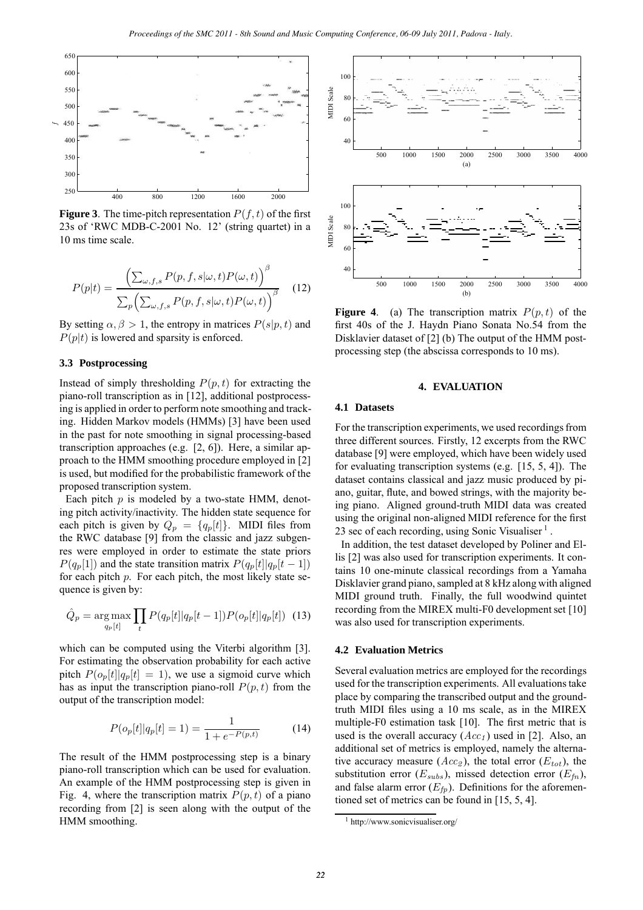**Figure 3**. The time-pitch representation $P(f, t)$ of the first 23s of 'RWC MDB-C-2001 No. 12' (string quartet) in a 10 ms time scale.

$$P(p|t) = \frac{\left(\sum_{\omega,f,s} P(p, f, s|\omega, t)P(\omega, t)\right)^{\beta}}{\sum_{p}\left(\sum_{\omega,f,s} P(p, f, s|\omega, t)P(\omega, t)\right)^{\beta}} \quad (12)$$

By setting $\alpha, \beta > 1$, the entropy in matrices $P(s|p, t)$ and $P(p|t)$ is lowered and sparsity is enforced.

### 3.3 Postprocessing

Instead of simply thresholding $P(p, t)$ for extracting the piano-roll transcription as in [12], additional postprocessing is applied in order to perform note smoothing and tracking. Hidden Markov models (HMMs) [3] have been used in the past for note smoothing in signal processing-based transcription approaches (e.g. [2, 6]). Here, a similar approach to the HMM smoothing procedure employed in [2] is used, but modified for the probabilistic framework of the proposed transcription system.

Each pitch $p$ is modeled by a two-state HMM, denoting pitch activity/inactivity. The hidden state sequence for each pitch is given by $Q_p = \{q_p[t]\}$. MIDI files from the RWC database [9] from the classic and jazz subgenres were employed in order to estimate the state priors $P(q_p[1])$ and the state transition matrix $P(q_p[t]|q_p[t-1])$ for each pitch $p$. For each pitch, the most likely state sequence is given by:

$$\hat{Q}_p = \arg\max_{q_p[t]} \prod_{t} P(q_p[t]|q_p[t-1])P(o_p[t]|q_p[t]) \quad (13)$$

which can be computed using the Viterbi algorithm [3]. For estimating the observation probability for each active pitch $P(o_p[t]|q_p[t] = 1)$, we use a sigmoid curve which has as input the transcription piano-roll $P(p, t)$ from the output of the transcription model:

$$P(o_p[t]|q_p[t] = 1) = \frac{1}{1 + e^{-P(p,t)}} \quad (14)$$

The result of the HMM postprocessing step is a binary piano-roll transcription which can be used for evaluation. An example of the HMM postprocessing step is given in Fig. 4, where the transcription matrix $P(p, t)$ of a piano recording from [2] is seen along with the output of the HMM smoothing.

**Figure 4**. (a) The transcription matrix $P(p, t)$ of the first 40s of the J. Haydn Piano Sonata No.54 from the Disklavier dataset of [2] (b) The output of the HMM postprocessing step (the abscissa corresponds to 10 ms).

## 4. EVALUATION

### 4.1 Datasets

For the transcription experiments, we used recordings from three different sources. Firstly, 12 excerpts from the RWC database [9] were employed, which have been widely used for evaluating transcription systems (e.g. [15, 5, 4]). The dataset contains classical and jazz music produced by piano, guitar, flute, and bowed strings, with the majority being piano. Aligned ground-truth MIDI data was created using the original non-aligned MIDI reference for the first 23 sec of each recording, using Sonic Visualiser [1].

In addition, the test dataset developed by Poliner and Ellis [2] was also used for transcription experiments. It contains 10 one-minute classical recordings from a Yamaha Disklavier grand piano, sampled at 8 kHz along with aligned MIDI ground truth. Finally, the full woodwind quintet recording from the MIREX multi-F0 development set [10] was also used for transcription experiments.

### 4.2 Evaluation Metrics

Several evaluation metrics are employed for the recordings used for the transcription experiments. All evaluations take place by comparing the transcribed output and the ground-truth MIDI files using a 10 ms scale, as in the MIREX multiple-F0 estimation task [10]. The first metric that is used is the overall accuracy ($Acc_1$) used in [2]. Also, an additional set of metrics is employed, namely the alternative accuracy measure ($Acc_2$), the total error ($E_{tot}$), the substitution error ($E_{subs}$), missed detection error ($E_{fn}$), and false alarm error ($E_{fp}$). Definitions for the aforementioned set of metrics can be found in [15, 5, 4].

[1] http://www.sonicvisualiser.org/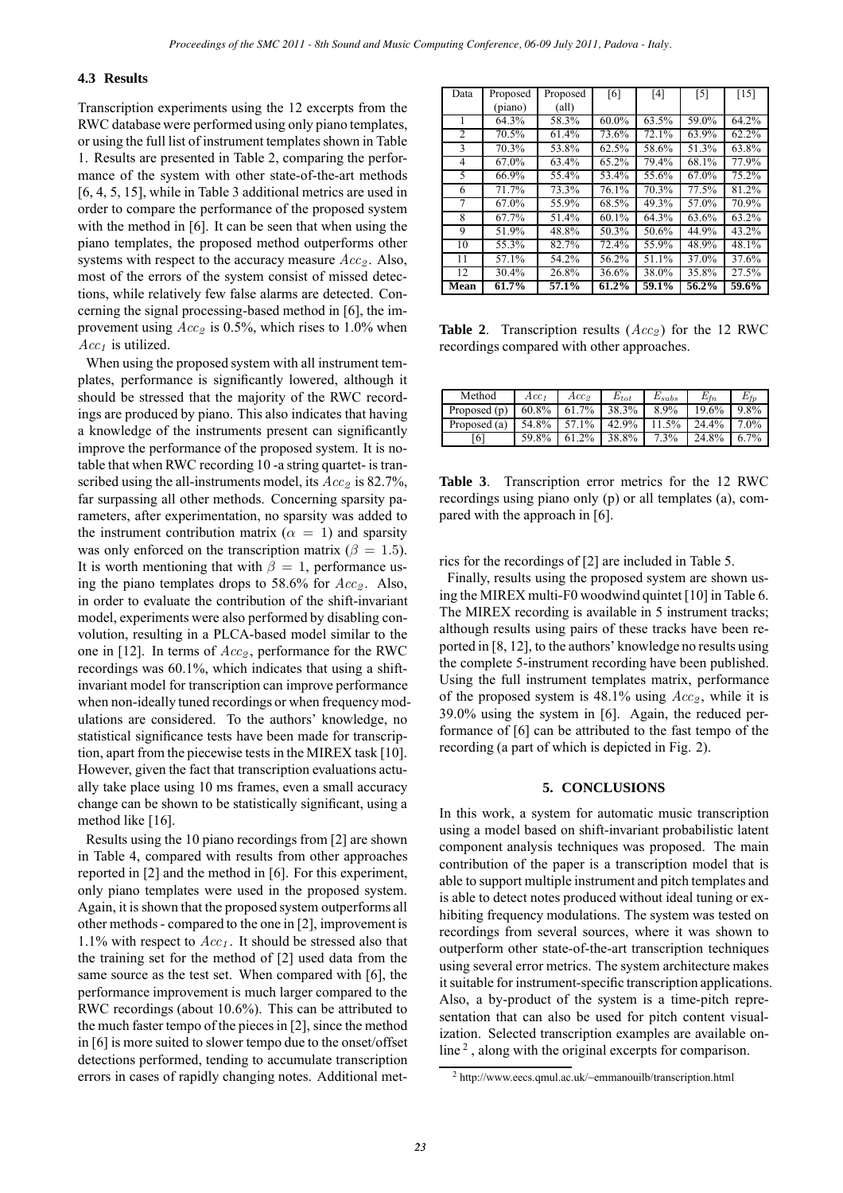### 4.3 Results

Transcription experiments using the 12 excerpts from the RWC database were performed using only piano templates, or using the full list of instrument templates shown in Table 1. Results are presented in Table 2, comparing the performance of the system with other state-of-the-art methods [6, 4, 5, 15], while in Table 3 additional metrics are used in order to compare the performance of the proposed system with the method in [6]. It can be seen that when using the piano templates, the proposed method outperforms other systems with respect to the accuracy measure $Acc_2$. Also, most of the errors of the system consist of missed detections, while relatively few false alarms are detected. Concerning the signal processing-based method in [6], the improvement using $Acc_2$ is 0.5%, which rises to 1.0% when $Acc_1$ is utilized.

When using the proposed system with all instrument templates, performance is significantly lowered, although it should be stressed that the majority of the RWC recordings are produced by piano. This also indicates that having a knowledge of the instruments present can significantly improve the performance of the proposed system. It is notable that when RWC recording 10 -a string quartet- is transcribed using the all-instruments model, its $Acc_2$ is 82.7%, far surpassing all other methods. Concerning sparsity parameters, after experimentation, no sparsity was added to the instrument contribution matrix ($\alpha = 1$) and sparsity was only enforced on the transcription matrix ($\beta = 1.5$). It is worth mentioning that with $\beta = 1$, performance using the piano templates drops to 58.6% for $Acc_2$. Also, in order to evaluate the contribution of the shift-invariant model, experiments were also performed by disabling convolution, resulting in a PLCA-based model similar to the one in [12]. In terms of $Acc_2$, performance for the RWC recordings was 60.1%, which indicates that using a shift-invariant model for transcription can improve performance when non-ideally tuned recordings or when frequency modulations are considered. To the authors' knowledge, no statistical significance tests have been made for transcription, apart from the piecewise tests in the MIREX task [10]. However, given the fact that transcription evaluations actually take place using 10 ms frames, even a small accuracy change can be shown to be statistically significant, using a method like [16].

Results using the 10 piano recordings from [2] are shown in Table 4, compared with results from other approaches reported in [2] and the method in [6]. For this experiment, only piano templates were used in the proposed system. Again, it is shown that the proposed system outperforms all other methods - compared to the one in [2], improvement is 1.1% with respect to $Acc_1$. It should be stressed also that the training set for the method of [2] used data from the same source as the test set. When compared with [6], the performance improvement is much larger compared to the RWC recordings (about 10.6%). This can be attributed to the much faster tempo of the pieces in [2], since the method in [6] is more suited to slower tempo due to the onset/offset detections performed, tending to accumulate transcription errors in cases of rapidly changing notes. Additional metrics for the recordings of [2] are included in Table 5.

| Data | Proposed (piano) | Proposed (all) | [6] | [4] | [5] | [15] |
|---|---|---|---|---|---|---|
| 1 | 64.3% | 58.3% | 60.0% | 63.5% | 59.0% | 64.2% |
| 2 | 70.5% | 61.4% | 73.6% | 72.1% | 63.9% | 62.2% |
| 3 | 70.3% | 53.8% | 62.5% | 58.6% | 51.3% | 63.8% |
| 4 | 67.0% | 63.4% | 65.2% | 79.4% | 68.1% | 77.9% |
| 5 | 66.9% | 55.4% | 53.4% | 55.6% | 67.0% | 75.2% |
| 6 | 71.7% | 73.3% | 76.1% | 70.3% | 77.5% | 81.2% |
| 7 | 67.0% | 55.9% | 68.5% | 49.3% | 57.0% | 70.9% |
| 8 | 67.7% | 51.4% | 60.1% | 64.3% | 63.6% | 63.2% |
| 9 | 51.9% | 48.8% | 50.3% | 50.6% | 44.9% | 43.2% |
| 10 | 55.3% | 82.7% | 72.4% | 55.9% | 48.9% | 48.1% |
| 11 | 57.1% | 54.2% | 56.2% | 51.1% | 37.0% | 37.6% |
| 12 | 30.4% | 26.8% | 36.6% | 38.0% | 35.8% | 27.5% |
| **Mean** | **61.7%** | **57.1%** | **61.2%** | **59.1%** | **56.2%** | **59.6%** |

**Table 2**. Transcription results ($Acc_2$) for the 12 RWC recordings compared with other approaches.

| Method | $Acc_1$ | $Acc_2$ | $E_{tot}$ | $E_{subs}$ | $E_{fn}$ | $E_{fp}$ |
|---|---|---|---|---|---|---|
| Proposed (p) | 60.8% | 61.7% | 38.3% | 8.9% | 19.6% | 9.8% |
| Proposed (a) | 54.8% | 57.1% | 42.9% | 11.5% | 24.4% | 7.0% |
| [6] | 59.8% | 61.2% | 38.8% | 7.3% | 24.8% | 6.7% |

**Table 3**. Transcription error metrics for the 12 RWC recordings using piano only (p) or all templates (a), compared with the approach in [6].

Finally, results using the proposed system are shown using the MIREX multi-F0 woodwind quintet [10] in Table 6. The MIREX recording is available in 5 instrument tracks; although results using pairs of these tracks have been reported in [8, 12], to the authors' knowledge no results using the complete 5-instrument recording have been published. Using the full instrument templates matrix, performance of the proposed system is 48.1% using $Acc_2$, while it is 39.0% using the system in [6]. Again, the reduced performance of [6] can be attributed to the fast tempo of the recording (a part of which is depicted in Fig. 2).

## 5. CONCLUSIONS

In this work, a system for automatic music transcription using a model based on shift-invariant probabilistic latent component analysis techniques was proposed. The main contribution of the paper is a transcription model that is able to support multiple instrument and pitch templates and is able to detect notes produced without ideal tuning or exhibiting frequency modulations. The system was tested on recordings from several sources, where it was shown to outperform other state-of-the-art transcription techniques using several error metrics. The system architecture makes it suitable for instrument-specific transcription applications. Also, a by-product of the system is a time-pitch representation that can also be used for pitch content visualization. Selected transcription examples are available online [2], along with the original excerpts for comparison.

[2] http://www.eecs.qmul.ac.uk/~emmanouilb/transcription.html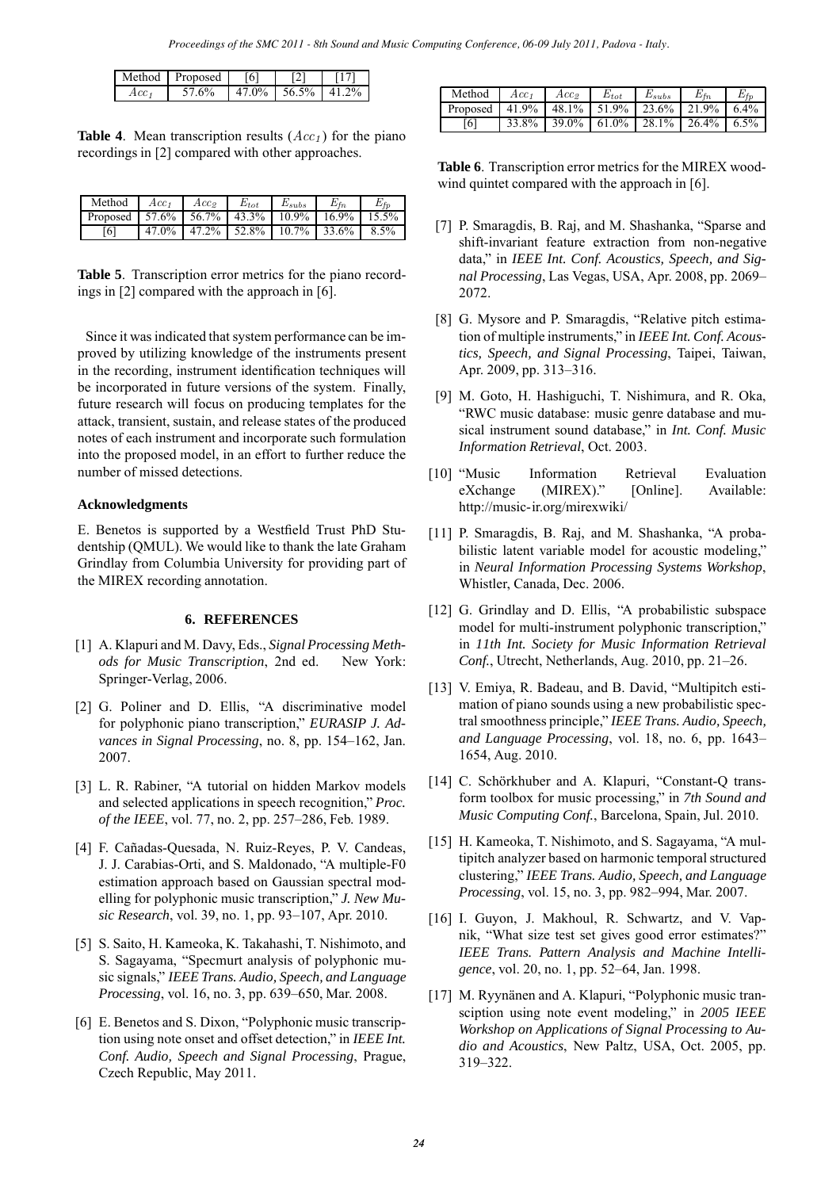| Method | Proposed | [6] | [2] | [17] |
| --- | --- | --- | --- | --- |
| $Acc_1$ | 57.6% | 47.0% | 56.5% | 41.2% |

**Table 4**. Mean transcription results ($Acc_1$) for the piano recordings in [2] compared with other approaches.

| Method | $Acc_1$ | $Acc_2$ | $E_{tot}$ | $E_{subs}$ | $E_{fn}$ | $E_{fp}$ |
| --- | --- | --- | --- | --- | --- | --- |
| Proposed | 57.6% | 56.7% | 43.3% | 10.9% | 16.9% | 15.5% |
| [6] | 47.0% | 47.2% | 52.8% | 10.7% | 33.6% | 8.5% |

**Table 5**. Transcription error metrics for the piano recordings in [2] compared with the approach in [6].

Since it was indicated that system performance can be improved by utilizing knowledge of the instruments present in the recording, instrument identification techniques will be incorporated in future versions of the system. Finally, future research will focus on producing templates for the attack, transient, sustain, and release states of the produced notes of each instrument and incorporate such formulation into the proposed model, in an effort to further reduce the number of missed detections.

**Acknowledgments**

E. Benetos is supported by a Westfield Trust PhD Studentship (QMUL). We would like to thank the late Graham Grindlay from Columbia University for providing part of the MIREX recording annotation.

| Method | $Acc_1$ | $Acc_2$ | $E_{tot}$ | $E_{subs}$ | $E_{fn}$ | $E_{fp}$ |
| --- | --- | --- | --- | --- | --- | --- |
| Proposed | 41.9% | 48.1% | 51.9% | 23.6% | 21.9% | 6.4% |
| [6] | 33.8% | 39.0% | 61.0% | 28.1% | 26.4% | 6.5% |

**Table 6**. Transcription error metrics for the MIREX woodwind quintet compared with the approach in [6].

## 6. REFERENCES

[1] A. Klapuri and M. Davy, Eds., *Signal Processing Methods for Music Transcription*, 2nd ed. New York: Springer-Verlag, 2006.

[2] G. Poliner and D. Ellis, "A discriminative model for polyphonic piano transcription," *EURASIP J. Advances in Signal Processing*, no. 8, pp. 154–162, Jan. 2007.

[3] L. R. Rabiner, "A tutorial on hidden Markov models and selected applications in speech recognition," *Proc. of the IEEE*, vol. 77, no. 2, pp. 257–286, Feb. 1989.

[4] F. Cañadas-Quesada, N. Ruiz-Reyes, P. V. Candeas, J. J. Carabias-Orti, and S. Maldonado, "A multiple-F0 estimation approach based on Gaussian spectral modelling for polyphonic music transcription," *J. New Music Research*, vol. 39, no. 1, pp. 93–107, Apr. 2010.

[5] S. Saito, H. Kameoka, K. Takahashi, T. Nishimoto, and S. Sagayama, "Specmurt analysis of polyphonic music signals," *IEEE Trans. Audio, Speech, and Language Processing*, vol. 16, no. 3, pp. 639–650, Mar. 2008.

[6] E. Benetos and S. Dixon, "Polyphonic music transcription using note onset and offset detection," in *IEEE Int. Conf. Audio, Speech and Signal Processing*, Prague, Czech Republic, May 2011.

[7] P. Smaragdis, B. Raj, and M. Shashanka, "Sparse and shift-invariant feature extraction from non-negative data," in *IEEE Int. Conf. Acoustics, Speech, and Signal Processing*, Las Vegas, USA, Apr. 2008, pp. 2069–2072.

[8] G. Mysore and P. Smaragdis, "Relative pitch estimation of multiple instruments," in *IEEE Int. Conf. Acoustics, Speech, and Signal Processing*, Taipei, Taiwan, Apr. 2009, pp. 313–316.

[9] M. Goto, H. Hashiguchi, T. Nishimura, and R. Oka, "RWC music database: music genre database and musical instrument sound database," in *Int. Conf. Music Information Retrieval*, Oct. 2003.

[10] "Music Information Retrieval Evaluation eXchange (MIREX)." [Online]. Available: http://music-ir.org/mirexwiki/

[11] P. Smaragdis, B. Raj, and M. Shashanka, "A probabilistic latent variable model for acoustic modeling," in *Neural Information Processing Systems Workshop*, Whistler, Canada, Dec. 2006.

[12] G. Grindlay and D. Ellis, "A probabilistic subspace model for multi-instrument polyphonic transcription," in *11th Int. Society for Music Information Retrieval Conf.*, Utrecht, Netherlands, Aug. 2010, pp. 21–26.

[13] V. Emiya, R. Badeau, and B. David, "Multipitch estimation of piano sounds using a new probabilistic spectral smoothness principle," *IEEE Trans. Audio, Speech, and Language Processing*, vol. 18, no. 6, pp. 1643–1654, Aug. 2010.

[14] C. Schörkhuber and A. Klapuri, "Constant-Q transform toolbox for music processing," in *7th Sound and Music Computing Conf.*, Barcelona, Spain, Jul. 2010.

[15] H. Kameoka, T. Nishimoto, and S. Sagayama, "A multipitch analyzer based on harmonic temporal structured clustering," *IEEE Trans. Audio, Speech, and Language Processing*, vol. 15, no. 3, pp. 982–994, Mar. 2007.

[16] I. Guyon, J. Makhoul, R. Schwartz, and V. Vapnik, "What size test set gives good error estimates?" *IEEE Trans. Pattern Analysis and Machine Intelligence*, vol. 20, no. 1, pp. 52–64, Jan. 1998.

[17] M. Ryynänen and A. Klapuri, "Polyphonic music transciption using note event modeling," in *2005 IEEE Workshop on Applications of Signal Processing to Audio and Acoustics*, New Paltz, USA, Oct. 2005, pp. 319–322.